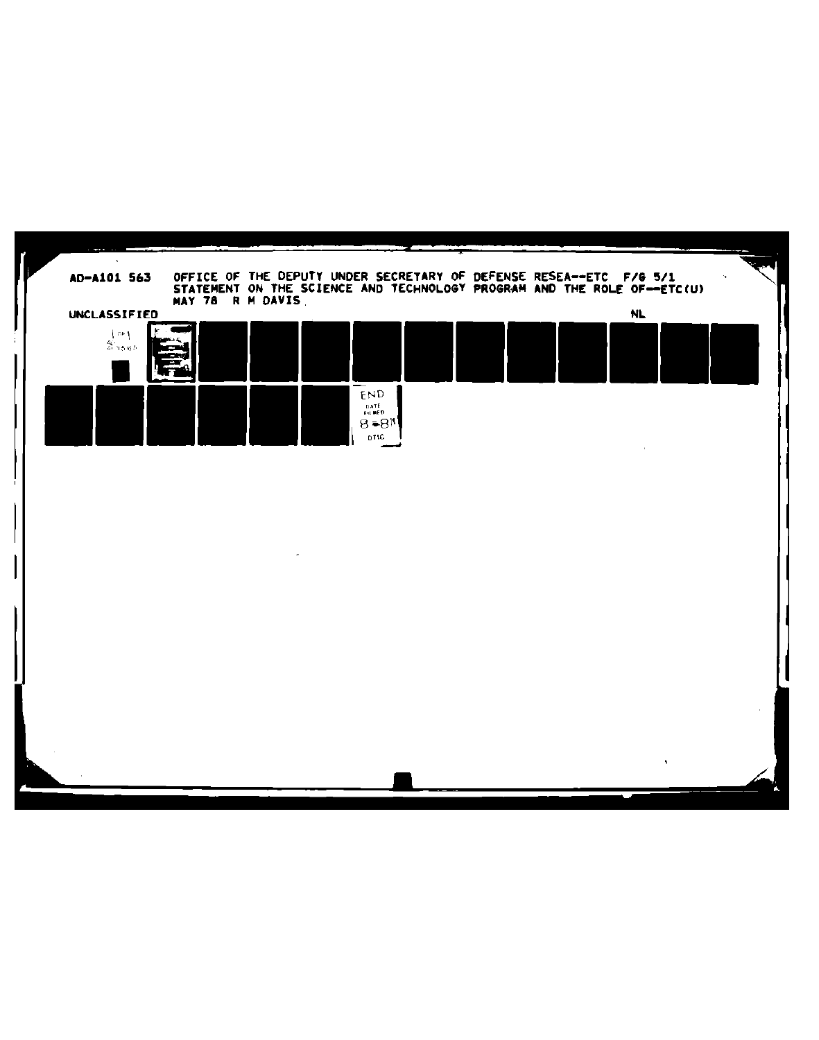AD-A101 563 OFFICE OF THE DEPUTY UNDER SECRETARY OF DEFENSE RESEA--ETC F/G 5/1
STATEMENT ON THE SCIENCE AND TECHNOLOGY PROGRAM AND THE ROLE OF--ETC(U)
MAY 78 R M DAVIS

UNCLASSIFIED NL

END
DATE
FILMED
8-81
DTIC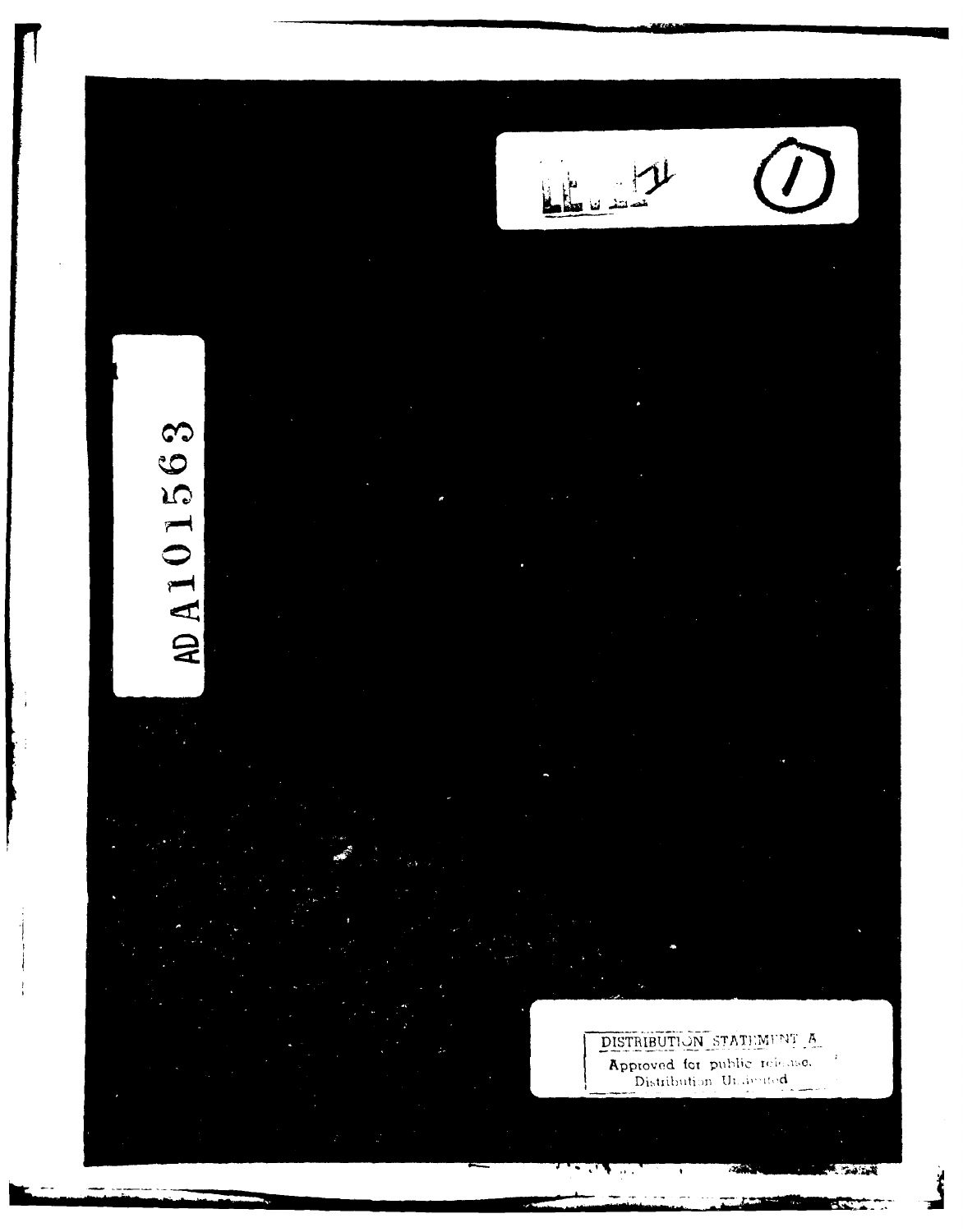ADA101563

DISTRIBUTION STATEMENT A

Approved for public release; Distribution Unlimited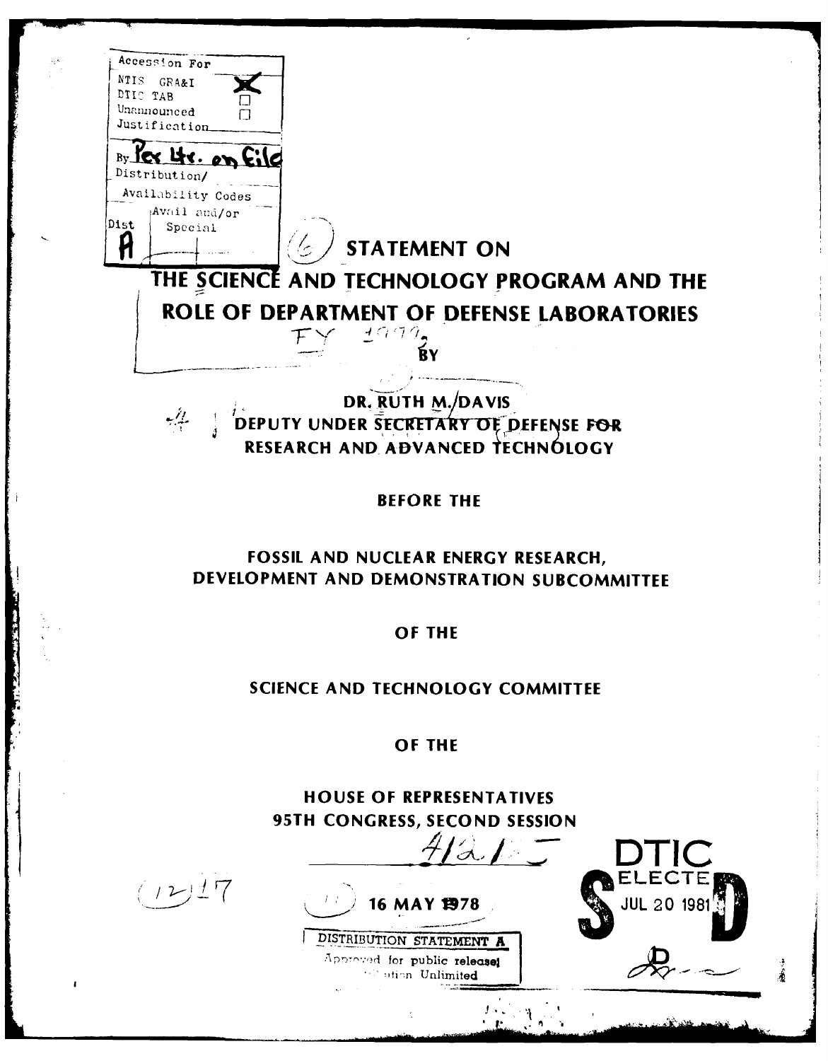| Accession For | |
|---|---|
| NTIS GRA&I | X |
| DTIC TAB | ☐ |
| Unannounced | ☐ |
| Justification | |
| By Per Ltr. on File | |
| Distribution/ | |
| Availability Codes | |
| Dist | Avail and/or Special |
| A | |

# STATEMENT ON THE SCIENCE AND TECHNOLOGY PROGRAM AND THE ROLE OF DEPARTMENT OF DEFENSE LABORATORIES

FY 1979

BY

DR. RUTH M. DAVIS

DEPUTY UNDER SECRETARY OF DEFENSE FOR RESEARCH AND ADVANCED TECHNOLOGY

BEFORE THE

FOSSIL AND NUCLEAR ENERGY RESEARCH, DEVELOPMENT AND DEMONSTRATION SUBCOMMITTEE

OF THE

SCIENCE AND TECHNOLOGY COMMITTEE

OF THE

HOUSE OF REPRESENTATIVES

95TH CONGRESS, SECOND SESSION

16 MAY 1978

DISTRIBUTION STATEMENT A

Approved for public release; Distribution Unlimited

DTIC ELECTE JUL 20 1981

D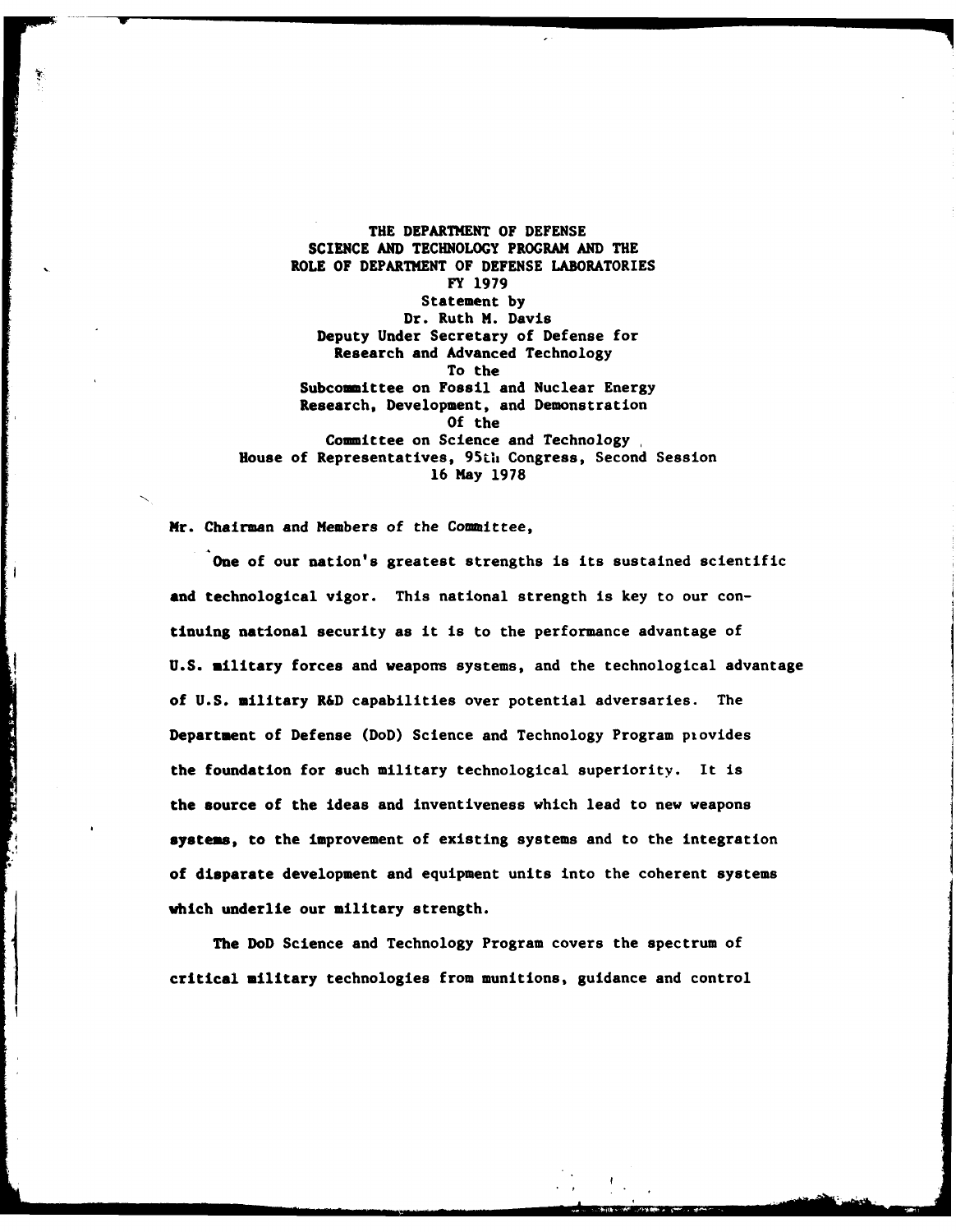**THE DEPARTMENT OF DEFENSE**
**SCIENCE AND TECHNOLOGY PROGRAM AND THE**
**ROLE OF DEPARTMENT OF DEFENSE LABORATORIES**
**FY 1979**
**Statement by**
**Dr. Ruth M. Davis**
**Deputy Under Secretary of Defense for**
**Research and Advanced Technology**
**To the**
**Subcommittee on Fossil and Nuclear Energy**
**Research, Development, and Demonstration**
**Of the**
**Committee on Science and Technology**
**House of Representatives, 95th Congress, Second Session**
**16 May 1978**

Mr. Chairman and Members of the Committee,

One of our nation's greatest strengths is its sustained scientific and technological vigor. This national strength is key to our continuing national security as it is to the performance advantage of U.S. military forces and weapons systems, and the technological advantage of U.S. military R&D capabilities over potential adversaries. The Department of Defense (DoD) Science and Technology Program provides the foundation for such military technological superiority. It is the source of the ideas and inventiveness which lead to new weapons systems, to the improvement of existing systems and to the integration of disparate development and equipment units into the coherent systems which underlie our military strength.

The DoD Science and Technology Program covers the spectrum of critical military technologies from munitions, guidance and control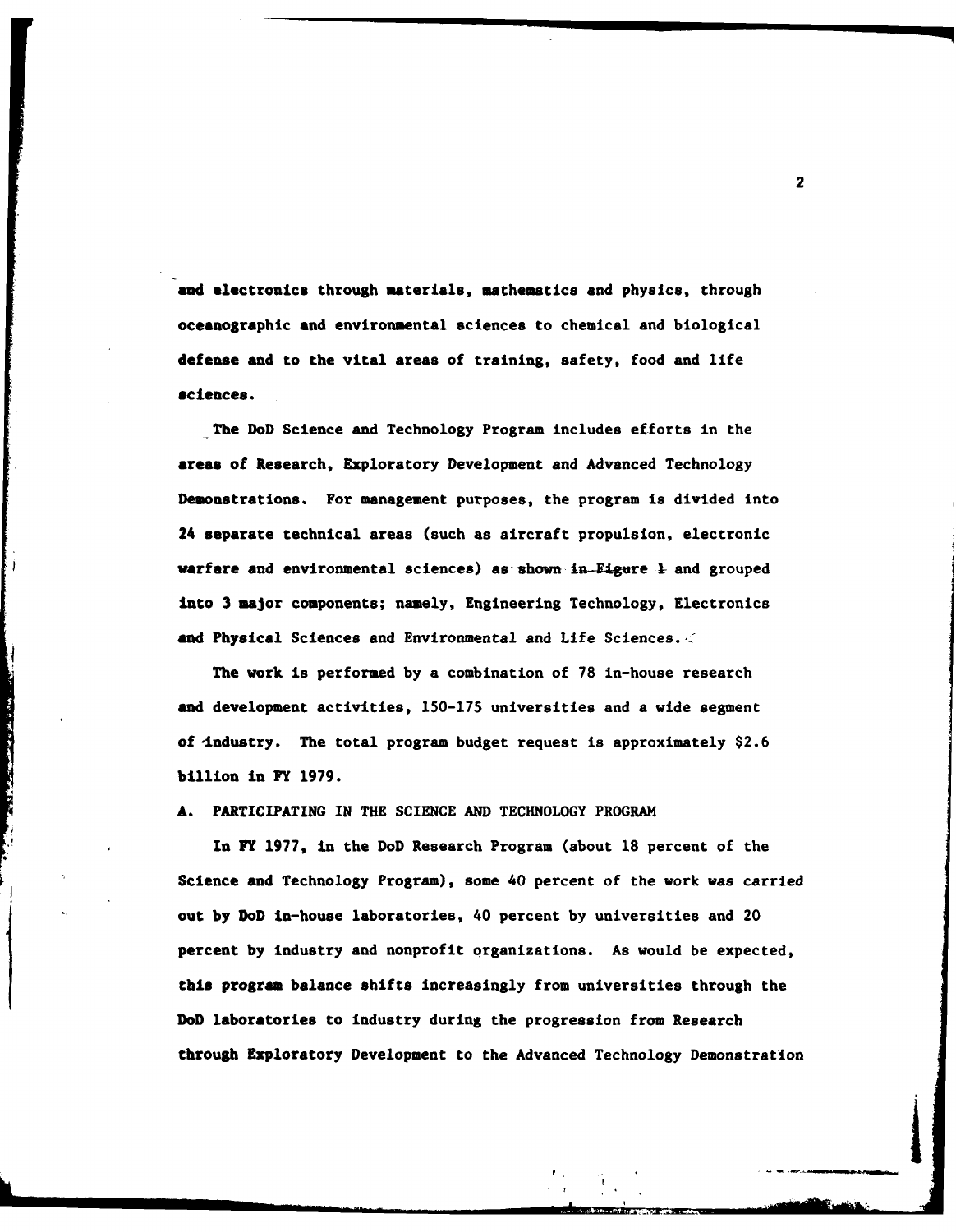and electronics through materials, mathematics and physics, through oceanographic and environmental sciences to chemical and biological defense and to the vital areas of training, safety, food and life sciences.

The DoD Science and Technology Program includes efforts in the areas of Research, Exploratory Development and Advanced Technology Demonstrations. For management purposes, the program is divided into 24 separate technical areas (such as aircraft propulsion, electronic warfare and environmental sciences) as shown in Figure 1 and grouped into 3 major components; namely, Engineering Technology, Electronics and Physical Sciences and Environmental and Life Sciences.

The work is performed by a combination of 78 in-house research and development activities, 150-175 universities and a wide segment of industry. The total program budget request is approximately $2.6 billion in FY 1979.

## A. PARTICIPATING IN THE SCIENCE AND TECHNOLOGY PROGRAM

In FY 1977, in the DoD Research Program (about 18 percent of the Science and Technology Program), some 40 percent of the work was carried out by DoD in-house laboratories, 40 percent by universities and 20 percent by industry and nonprofit organizations. As would be expected, this program balance shifts increasingly from universities through the DoD laboratories to industry during the progression from Research through Exploratory Development to the Advanced Technology Demonstration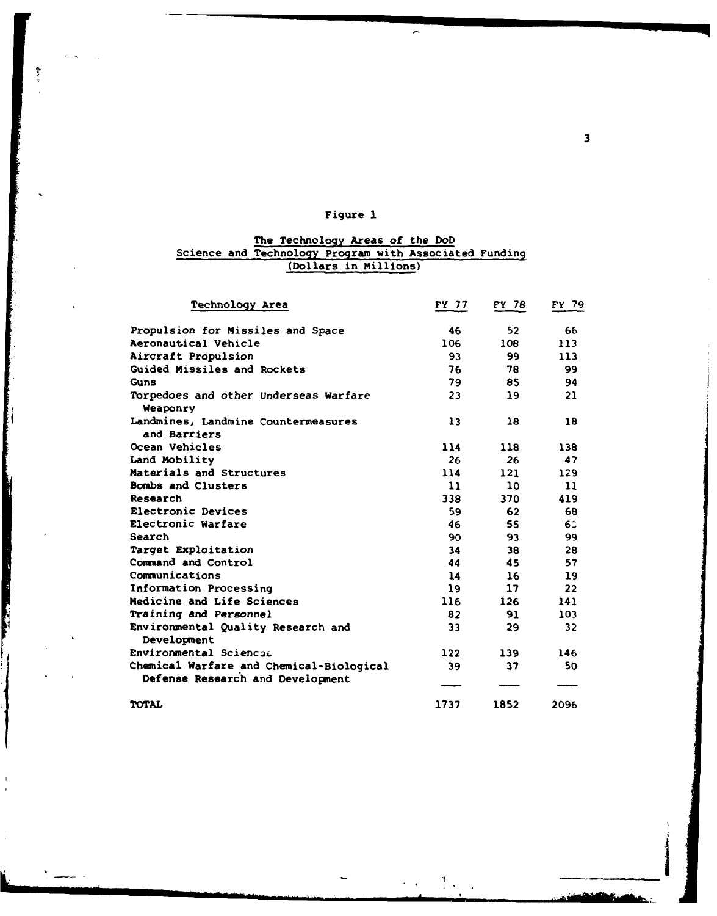Figure 1

The Technology Areas of the DoD Science and Technology Program with Associated Funding (Dollars in Millions)

| Technology Area | FY 77 | FY 78 | FY 79 |
|---|---|---|---|
| Propulsion for Missiles and Space | 46 | 52 | 66 |
| Aeronautical Vehicle | 106 | 108 | 113 |
| Aircraft Propulsion | 93 | 99 | 113 |
| Guided Missiles and Rockets | 76 | 78 | 99 |
| Guns | 79 | 85 | 94 |
| Torpedoes and other Underseas Warfare Weaponry | 23 | 19 | 21 |
| Landmines, Landmine Countermeasures and Barriers | 13 | 18 | 18 |
| Ocean Vehicles | 114 | 118 | 138 |
| Land Mobility | 26 | 26 | 47 |
| Materials and Structures | 114 | 121 | 129 |
| Bombs and Clusters | 11 | 10 | 11 |
| Research | 338 | 370 | 419 |
| Electronic Devices | 59 | 62 | 68 |
| Electronic Warfare | 46 | 55 | 63 |
| Search | 90 | 93 | 99 |
| Target Exploitation | 34 | 38 | 28 |
| Command and Control | 44 | 45 | 57 |
| Communications | 14 | 16 | 19 |
| Information Processing | 19 | 17 | 22 |
| Medicine and Life Sciences | 116 | 126 | 141 |
| Training and Personnel | 82 | 91 | 103 |
| Environmental Quality Research and Development | 33 | 29 | 32 |
| Environmental Sciences | 122 | 139 | 146 |
| Chemical Warfare and Chemical-Biological Defense Research and Development | 39 | 37 | 50 |
| TOTAL | 1737 | 1852 | 2096 |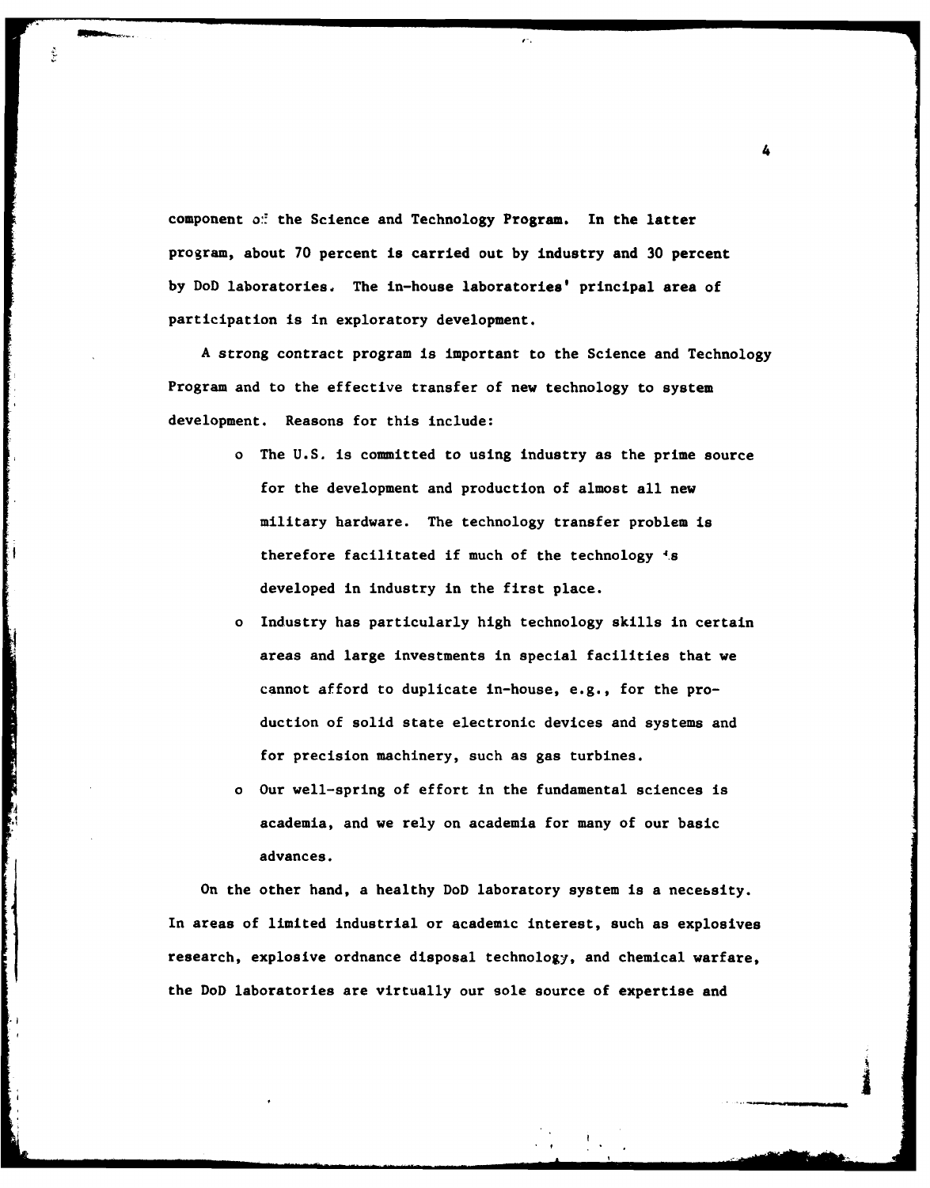component of the Science and Technology Program. In the latter program, about 70 percent is carried out by industry and 30 percent by DoD laboratories. The in-house laboratories' principal area of participation is in exploratory development.

A strong contract program is important to the Science and Technology Program and to the effective transfer of new technology to system development. Reasons for this include:

- The U.S. is committed to using industry as the prime source for the development and production of almost all new military hardware. The technology transfer problem is therefore facilitated if much of the technology is developed in industry in the first place.
- Industry has particularly high technology skills in certain areas and large investments in special facilities that we cannot afford to duplicate in-house, e.g., for the production of solid state electronic devices and systems and for precision machinery, such as gas turbines.
- Our well-spring of effort in the fundamental sciences is academia, and we rely on academia for many of our basic advances.

On the other hand, a healthy DoD laboratory system is a necessity. In areas of limited industrial or academic interest, such as explosives research, explosive ordnance disposal technology, and chemical warfare, the DoD laboratories are virtually our sole source of expertise and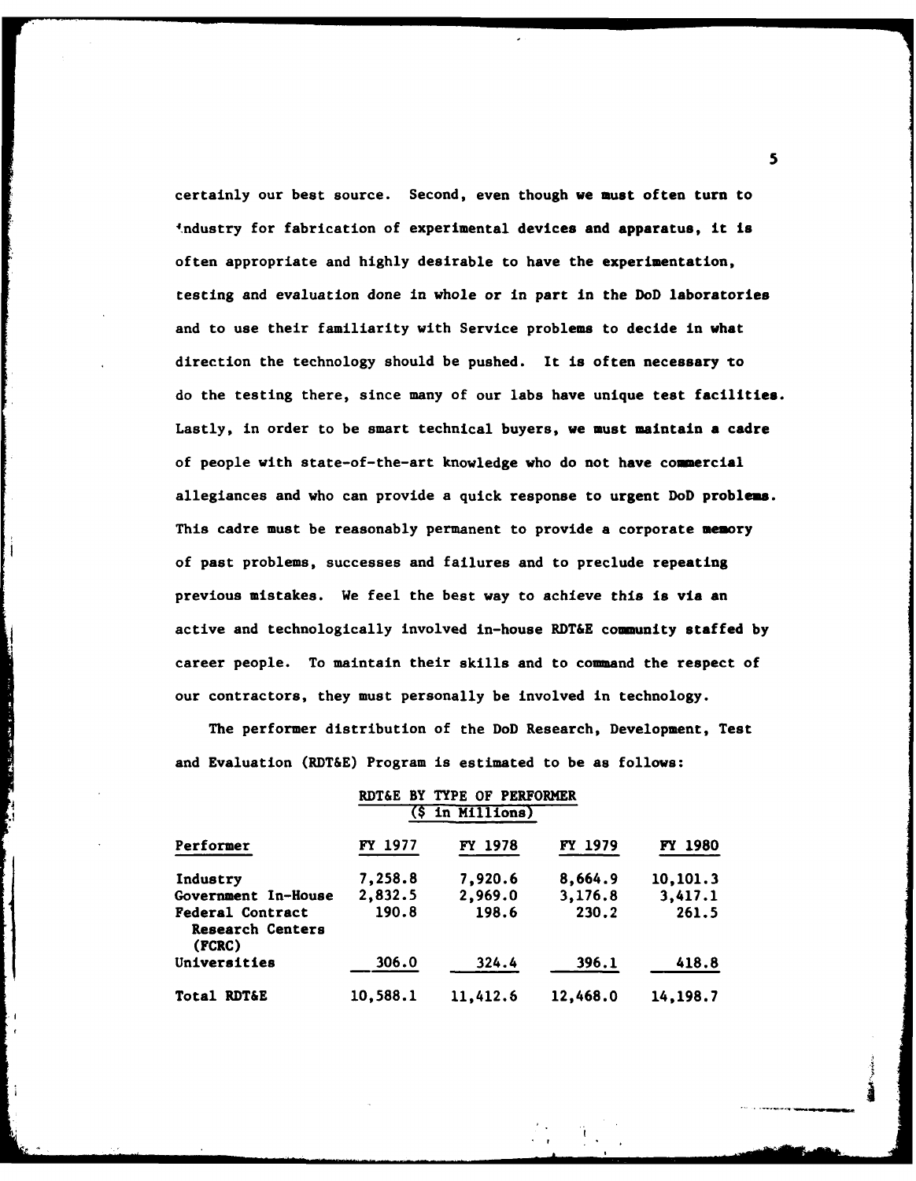certainly our best source. Second, even though we must often turn to industry for fabrication of experimental devices and apparatus, it is often appropriate and highly desirable to have the experimentation, testing and evaluation done in whole or in part in the DoD laboratories and to use their familiarity with Service problems to decide in what direction the technology should be pushed. It is often necessary to do the testing there, since many of our labs have unique test facilities. Lastly, in order to be smart technical buyers, we must maintain a cadre of people with state-of-the-art knowledge who do not have commercial allegiances and who can provide a quick response to urgent DoD problems. This cadre must be reasonably permanent to provide a corporate memory of past problems, successes and failures and to preclude repeating previous mistakes. We feel the best way to achieve this is via an active and technologically involved in-house RDT&E community staffed by career people. To maintain their skills and to command the respect of our contractors, they must personally be involved in technology.

The performer distribution of the DoD Research, Development, Test and Evaluation (RDT&E) Program is estimated to be as follows:

RDT&E BY TYPE OF PERFORMER
($ in Millions)

| Performer | FY 1977 | FY 1978 | FY 1979 | FY 1980 |
|---|---|---|---|---|
| Industry | 7,258.8 | 7,920.6 | 8,664.9 | 10,101.3 |
| Government In-House | 2,832.5 | 2,969.0 | 3,176.8 | 3,417.1 |
| Federal Contract Research Centers (FCRC) | 190.8 | 198.6 | 230.2 | 261.5 |
| Universities | 306.0 | 324.4 | 396.1 | 418.8 |
| Total RDT&E | 10,588.1 | 11,412.6 | 12,468.0 | 14,198.7 |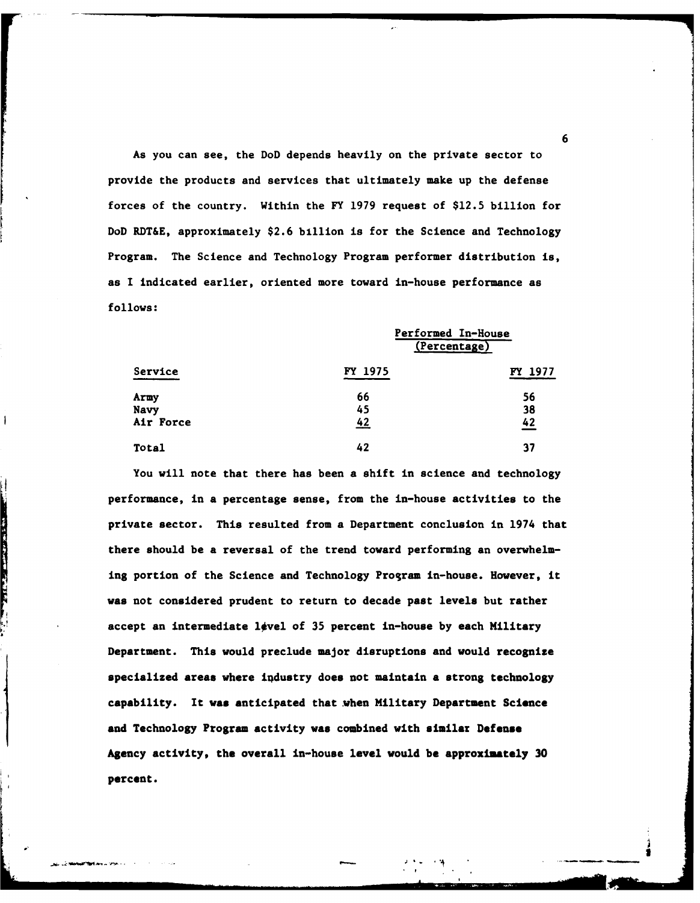As you can see, the DoD depends heavily on the private sector to provide the products and services that ultimately make up the defense forces of the country. Within the FY 1979 request of $12.5 billion for DoD RDT&E, approximately $2.6 billion is for the Science and Technology Program. The Science and Technology Program performer distribution is, as I indicated earlier, oriented more toward in-house performance as follows:

| | Performed In-House (Percentage) | |
|---|---|---|
| Service | FY 1975 | FY 1977 |
| Army | 66 | 56 |
| Navy | 45 | 38 |
| Air Force | 42 | 42 |
| Total | 42 | 37 |

You will note that there has been a shift in science and technology performance, in a percentage sense, from the in-house activities to the private sector. This resulted from a Department conclusion in 1974 that there should be a reversal of the trend toward performing an overwhelming portion of the Science and Technology Program in-house. However, it was not considered prudent to return to decade past levels but rather accept an intermediate level of 35 percent in-house by each Military Department. This would preclude major disruptions and would recognize specialized areas where industry does not maintain a strong technology capability. It was anticipated that when Military Department Science and Technology Program activity was combined with similar Defense Agency activity, the overall in-house level would be approximately 30 percent.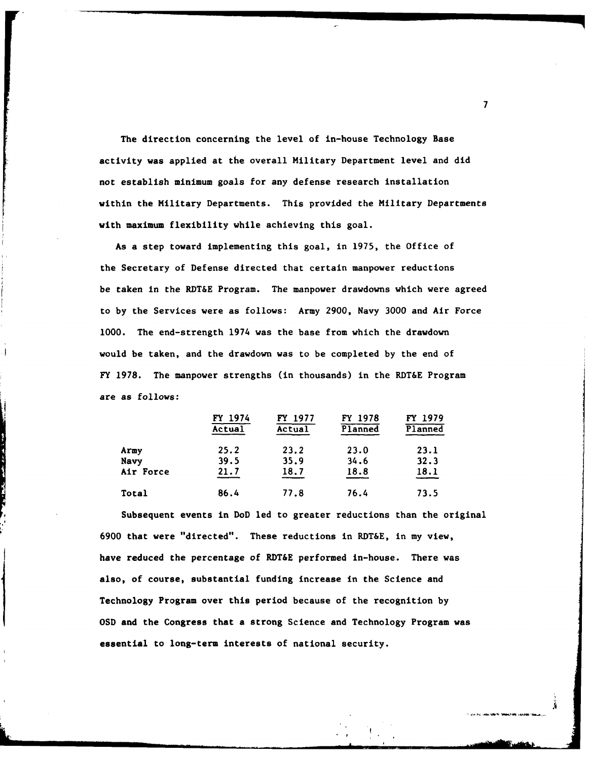The direction concerning the level of in-house Technology Base activity was applied at the overall Military Department level and did not establish minimum goals for any defense research installation within the Military Departments. This provided the Military Departments with maximum flexibility while achieving this goal.

As a step toward implementing this goal, in 1975, the Office of the Secretary of Defense directed that certain manpower reductions be taken in the RDT&E Program. The manpower drawdowns which were agreed to by the Services were as follows: Army 2900, Navy 3000 and Air Force 1000. The end-strength 1974 was the base from which the drawdown would be taken, and the drawdown was to be completed by the end of FY 1978. The manpower strengths (in thousands) in the RDT&E Program are as follows:

| | FY 1974 Actual | FY 1977 Actual | FY 1978 Planned | FY 1979 Planned |
|---|---|---|---|---|
| Army | 25.2 | 23.2 | 23.0 | 23.1 |
| Navy | 39.5 | 35.9 | 34.6 | 32.3 |
| Air Force | 21.7 | 18.7 | 18.8 | 18.1 |
| Total | 86.4 | 77.8 | 76.4 | 73.5 |

Subsequent events in DoD led to greater reductions than the original 6900 that were "directed". These reductions in RDT&E, in my view, have reduced the percentage of RDT&E performed in-house. There was also, of course, substantial funding increase in the Science and Technology Program over this period because of the recognition by OSD and the Congress that a strong Science and Technology Program was essential to long-term interests of national security.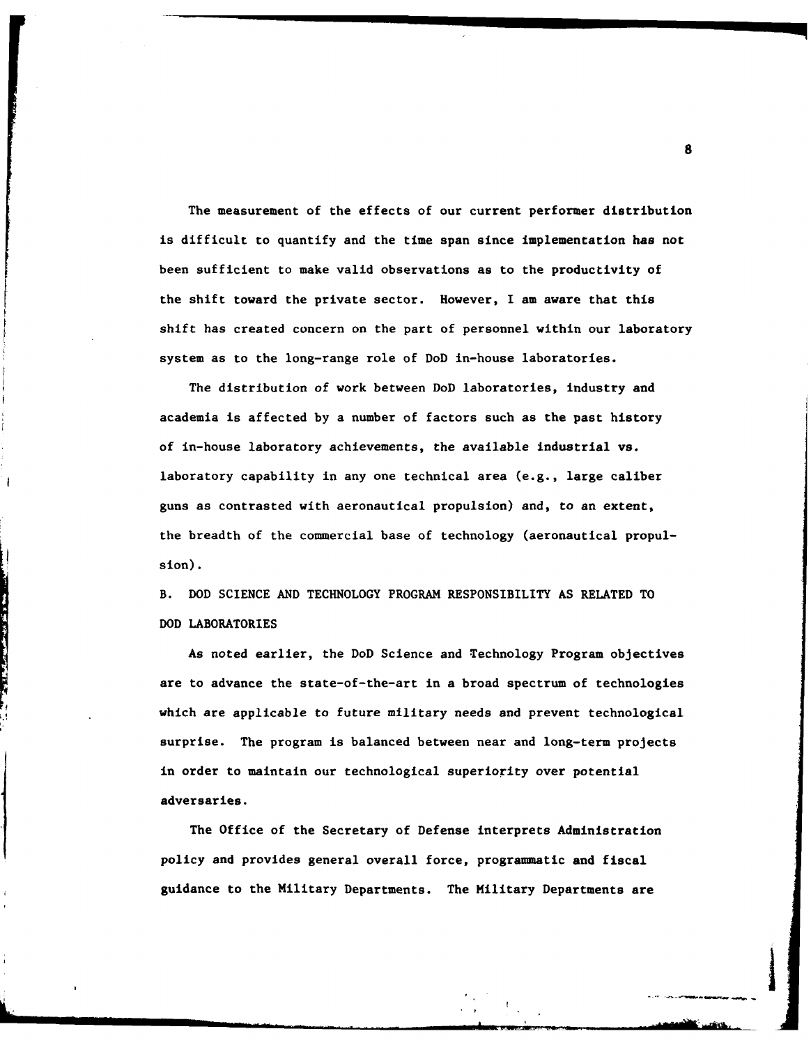The measurement of the effects of our current performer distribution is difficult to quantify and the time span since implementation has not been sufficient to make valid observations as to the productivity of the shift toward the private sector. However, I am aware that this shift has created concern on the part of personnel within our laboratory system as to the long-range role of DoD in-house laboratories.

The distribution of work between DoD laboratories, industry and academia is affected by a number of factors such as the past history of in-house laboratory achievements, the available industrial vs. laboratory capability in any one technical area (e.g., large caliber guns as contrasted with aeronautical propulsion) and, to an extent, the breadth of the commercial base of technology (aeronautical propulsion).

## B. DOD SCIENCE AND TECHNOLOGY PROGRAM RESPONSIBILITY AS RELATED TO DOD LABORATORIES

As noted earlier, the DoD Science and Technology Program objectives are to advance the state-of-the-art in a broad spectrum of technologies which are applicable to future military needs and prevent technological surprise. The program is balanced between near and long-term projects in order to maintain our technological superiority over potential adversaries.

The Office of the Secretary of Defense interprets Administration policy and provides general overall force, programmatic and fiscal guidance to the Military Departments. The Military Departments are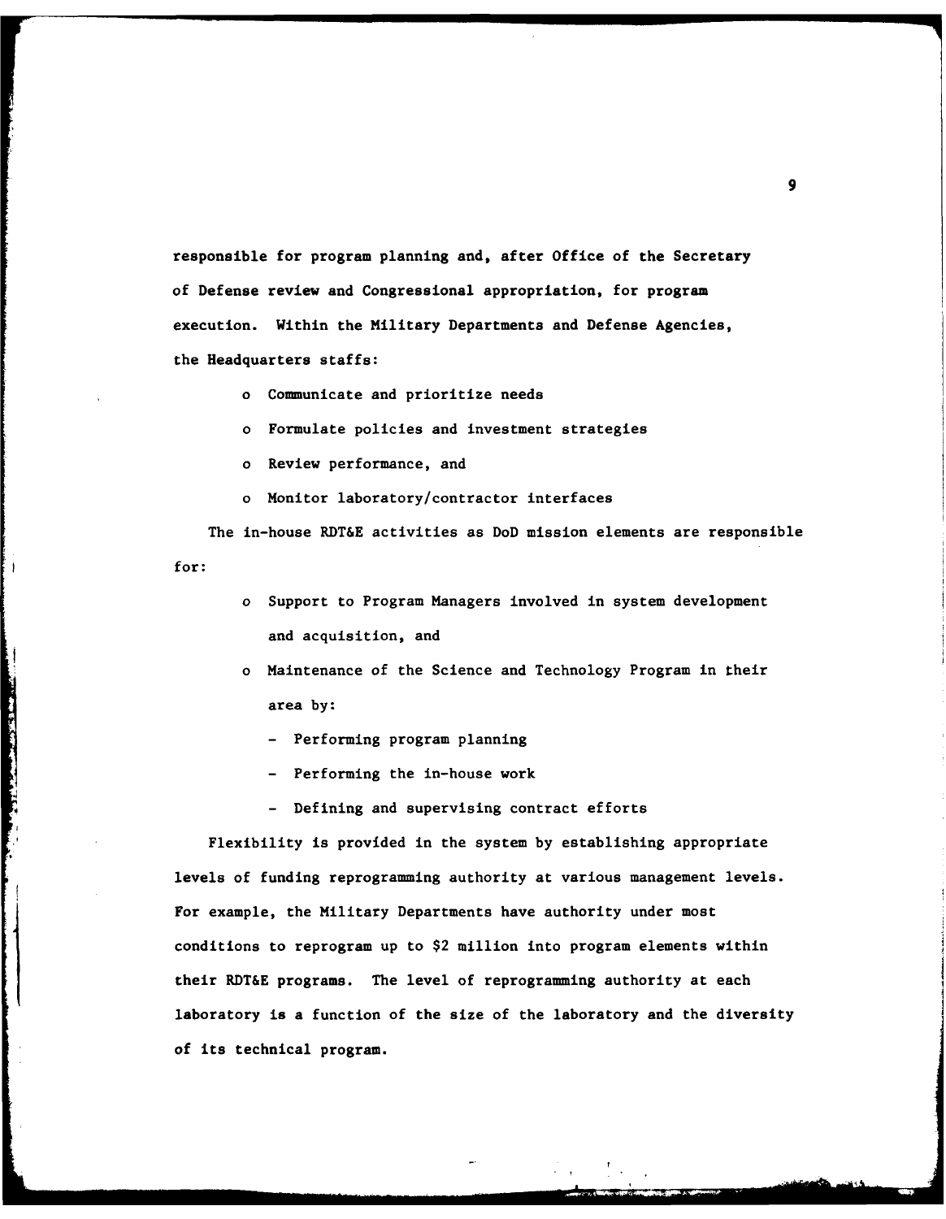responsible for program planning and, after Office of the Secretary of Defense review and Congressional appropriation, for program execution. Within the Military Departments and Defense Agencies, the Headquarters staffs:

- Communicate and prioritize needs
- Formulate policies and investment strategies
- Review performance, and
- Monitor laboratory/contractor interfaces

The in-house RDT&E activities as DoD mission elements are responsible for:

- Support to Program Managers involved in system development and acquisition, and
- Maintenance of the Science and Technology Program in their area by:
  - Performing program planning
  - Performing the in-house work
  - Defining and supervising contract efforts

Flexibility is provided in the system by establishing appropriate levels of funding reprogramming authority at various management levels. For example, the Military Departments have authority under most conditions to reprogram up to $2 million into program elements within their RDT&E programs. The level of reprogramming authority at each laboratory is a function of the size of the laboratory and the diversity of its technical program.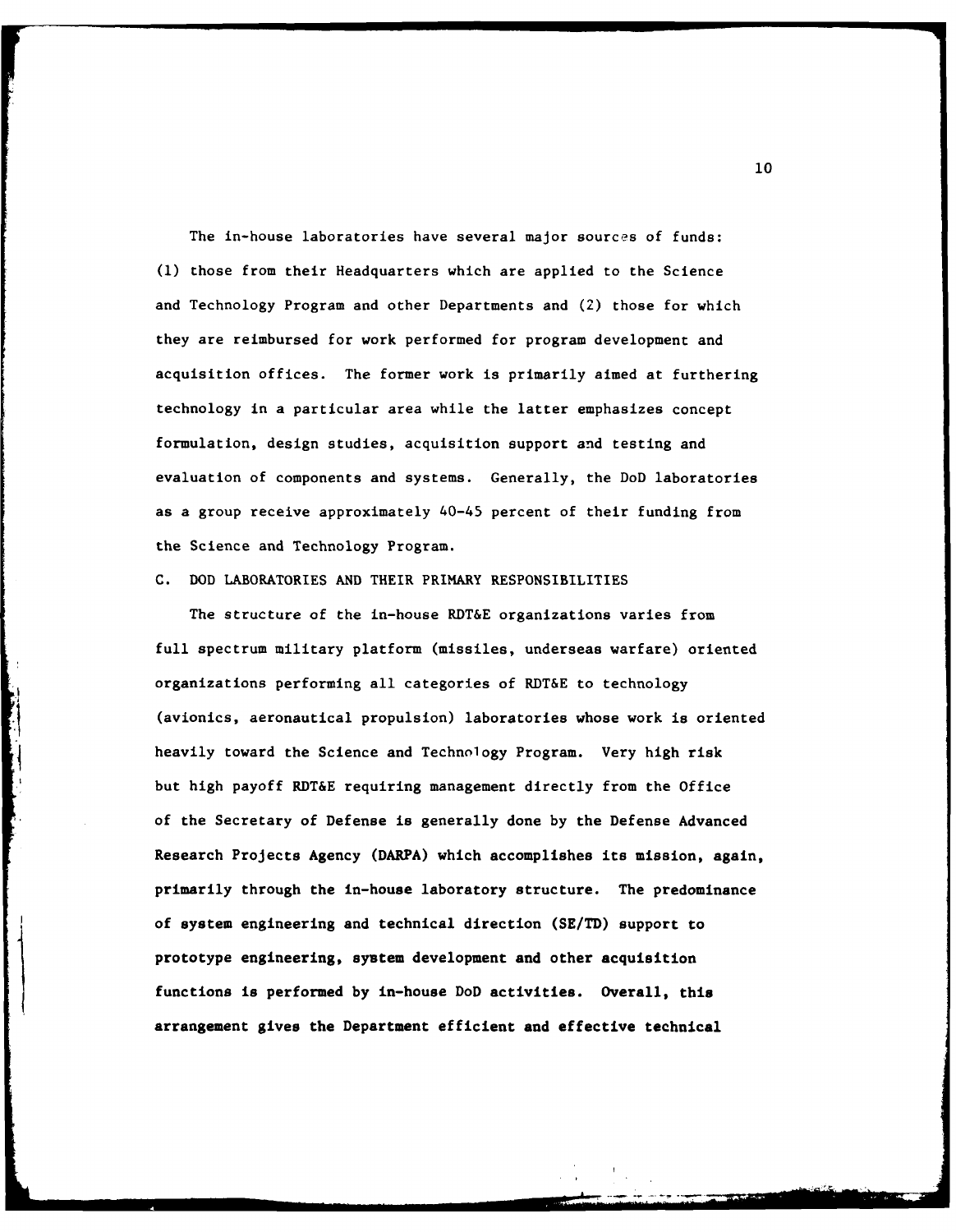The in-house laboratories have several major sources of funds: (1) those from their Headquarters which are applied to the Science and Technology Program and other Departments and (2) those for which they are reimbursed for work performed for program development and acquisition offices. The former work is primarily aimed at furthering technology in a particular area while the latter emphasizes concept formulation, design studies, acquisition support and testing and evaluation of components and systems. Generally, the DoD laboratories as a group receive approximately 40-45 percent of their funding from the Science and Technology Program.

## C. DOD LABORATORIES AND THEIR PRIMARY RESPONSIBILITIES

The structure of the in-house RDT&E organizations varies from full spectrum military platform (missiles, underseas warfare) oriented organizations performing all categories of RDT&E to technology (avionics, aeronautical propulsion) laboratories whose work is oriented heavily toward the Science and Technology Program. Very high risk but high payoff RDT&E requiring management directly from the Office of the Secretary of Defense is generally done by the Defense Advanced Research Projects Agency (DARPA) which accomplishes its mission, again, primarily through the in-house laboratory structure. The predominance of system engineering and technical direction (SE/TD) support to prototype engineering, system development and other acquisition functions is performed by in-house DoD activities. Overall, this arrangement gives the Department efficient and effective technical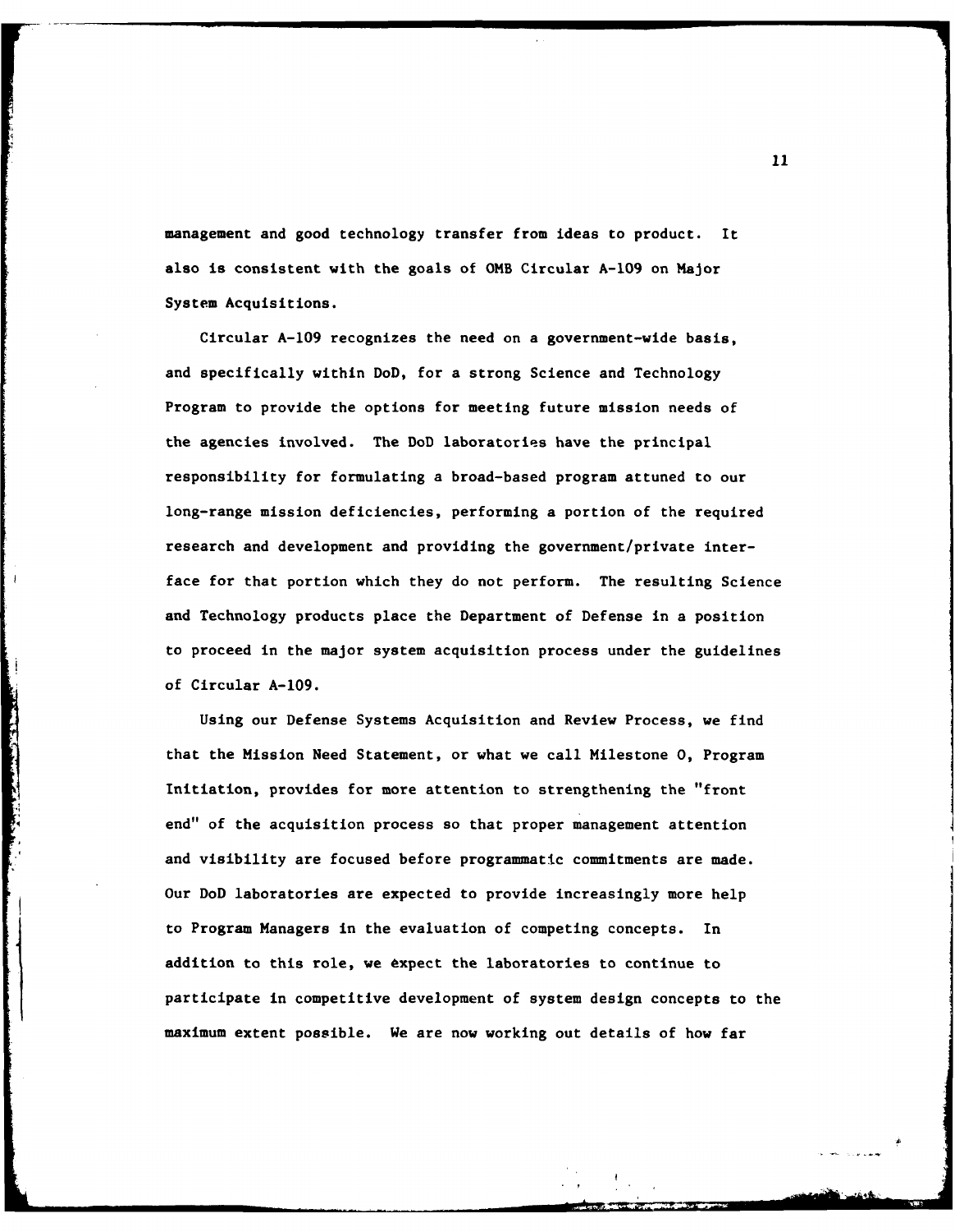management and good technology transfer from ideas to product. It also is consistent with the goals of OMB Circular A-109 on Major System Acquisitions.

Circular A-109 recognizes the need on a government-wide basis, and specifically within DoD, for a strong Science and Technology Program to provide the options for meeting future mission needs of the agencies involved. The DoD laboratories have the principal responsibility for formulating a broad-based program attuned to our long-range mission deficiencies, performing a portion of the required research and development and providing the government/private interface for that portion which they do not perform. The resulting Science and Technology products place the Department of Defense in a position to proceed in the major system acquisition process under the guidelines of Circular A-109.

Using our Defense Systems Acquisition and Review Process, we find that the Mission Need Statement, or what we call Milestone 0, Program Initiation, provides for more attention to strengthening the "front end" of the acquisition process so that proper management attention and visibility are focused before programmatic commitments are made. Our DoD laboratories are expected to provide increasingly more help to Program Managers in the evaluation of competing concepts. In addition to this role, we expect the laboratories to continue to participate in competitive development of system design concepts to the maximum extent possible. We are now working out details of how far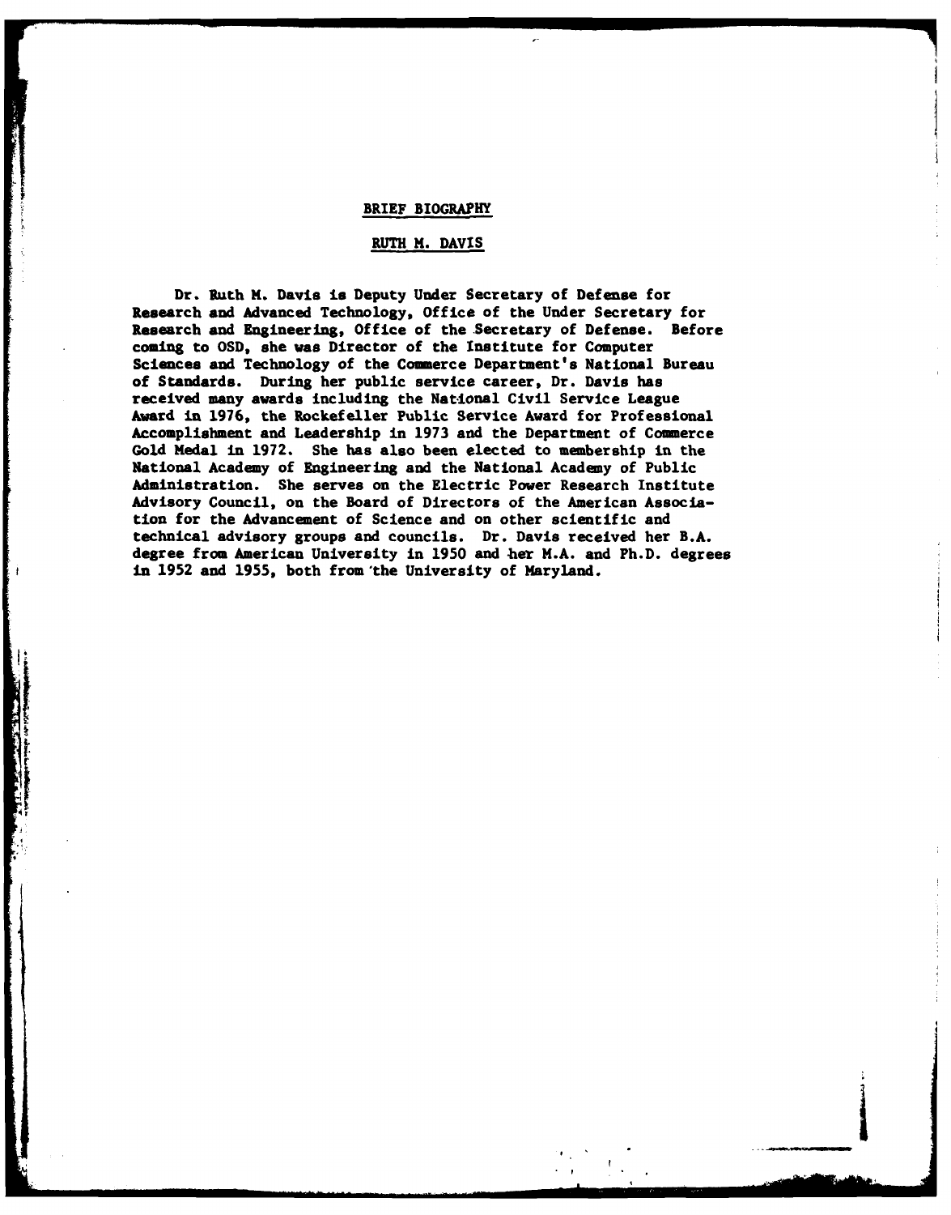## BRIEF BIOGRAPHY

## RUTH M. DAVIS

Dr. Ruth M. Davis is Deputy Under Secretary of Defense for Research and Advanced Technology, Office of the Under Secretary for Research and Engineering, Office of the Secretary of Defense. Before coming to OSD, she was Director of the Institute for Computer Sciences and Technology of the Commerce Department's National Bureau of Standards. During her public service career, Dr. Davis has received many awards including the National Civil Service League Award in 1976, the Rockefeller Public Service Award for Professional Accomplishment and Leadership in 1973 and the Department of Commerce Gold Medal in 1972. She has also been elected to membership in the National Academy of Engineering and the National Academy of Public Administration. She serves on the Electric Power Research Institute Advisory Council, on the Board of Directors of the American Association for the Advancement of Science and on other scientific and technical advisory groups and councils. Dr. Davis received her B.A. degree from American University in 1950 and her M.A. and Ph.D. degrees in 1952 and 1955, both from the University of Maryland.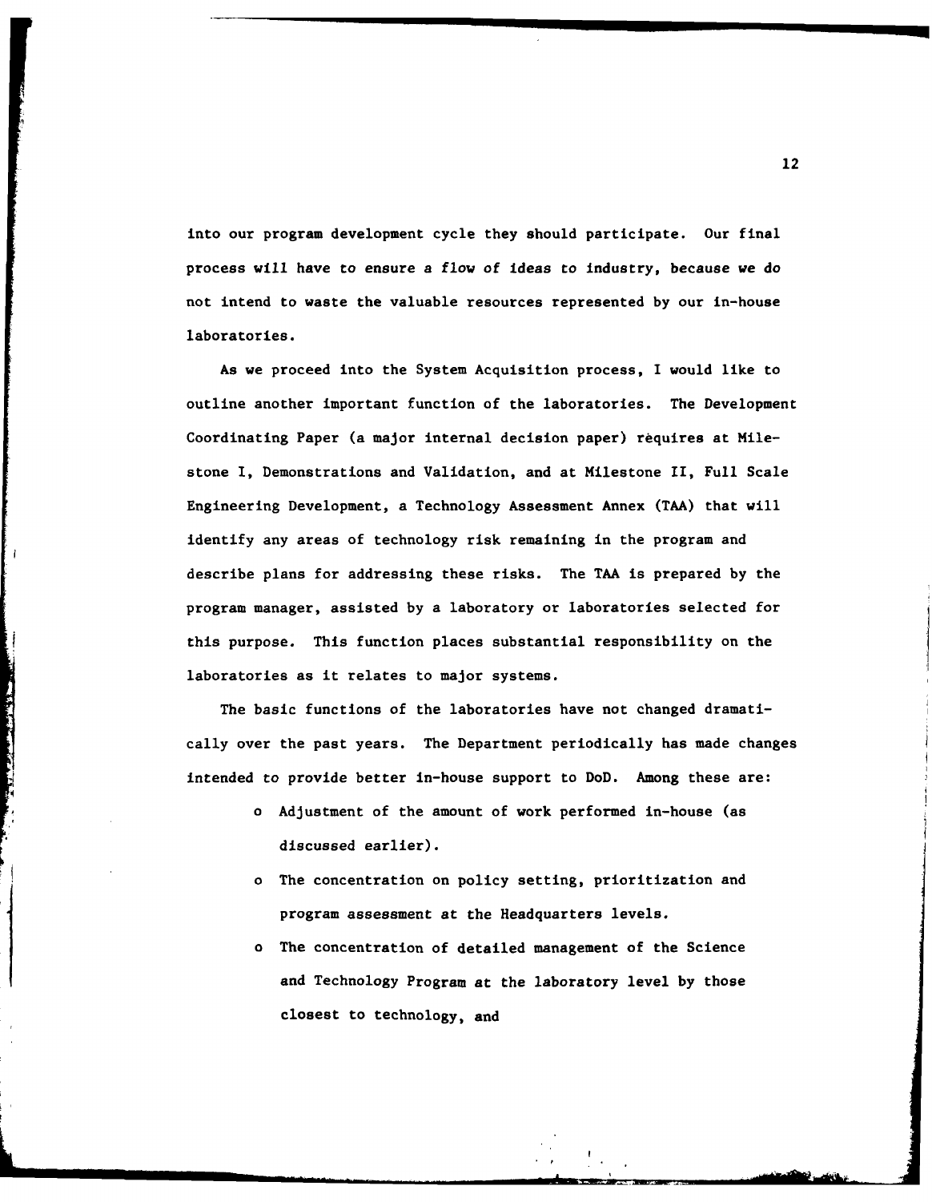into our program development cycle they should participate. Our final process will have to ensure a flow of ideas to industry, because we do not intend to waste the valuable resources represented by our in-house laboratories.

As we proceed into the System Acquisition process, I would like to outline another important function of the laboratories. The Development Coordinating Paper (a major internal decision paper) requires at Milestone I, Demonstrations and Validation, and at Milestone II, Full Scale Engineering Development, a Technology Assessment Annex (TAA) that will identify any areas of technology risk remaining in the program and describe plans for addressing these risks. The TAA is prepared by the program manager, assisted by a laboratory or laboratories selected for this purpose. This function places substantial responsibility on the laboratories as it relates to major systems.

The basic functions of the laboratories have not changed dramatically over the past years. The Department periodically has made changes intended to provide better in-house support to DoD. Among these are:

- Adjustment of the amount of work performed in-house (as discussed earlier).
- The concentration on policy setting, prioritization and program assessment at the Headquarters levels.
- The concentration of detailed management of the Science and Technology Program at the laboratory level by those closest to technology, and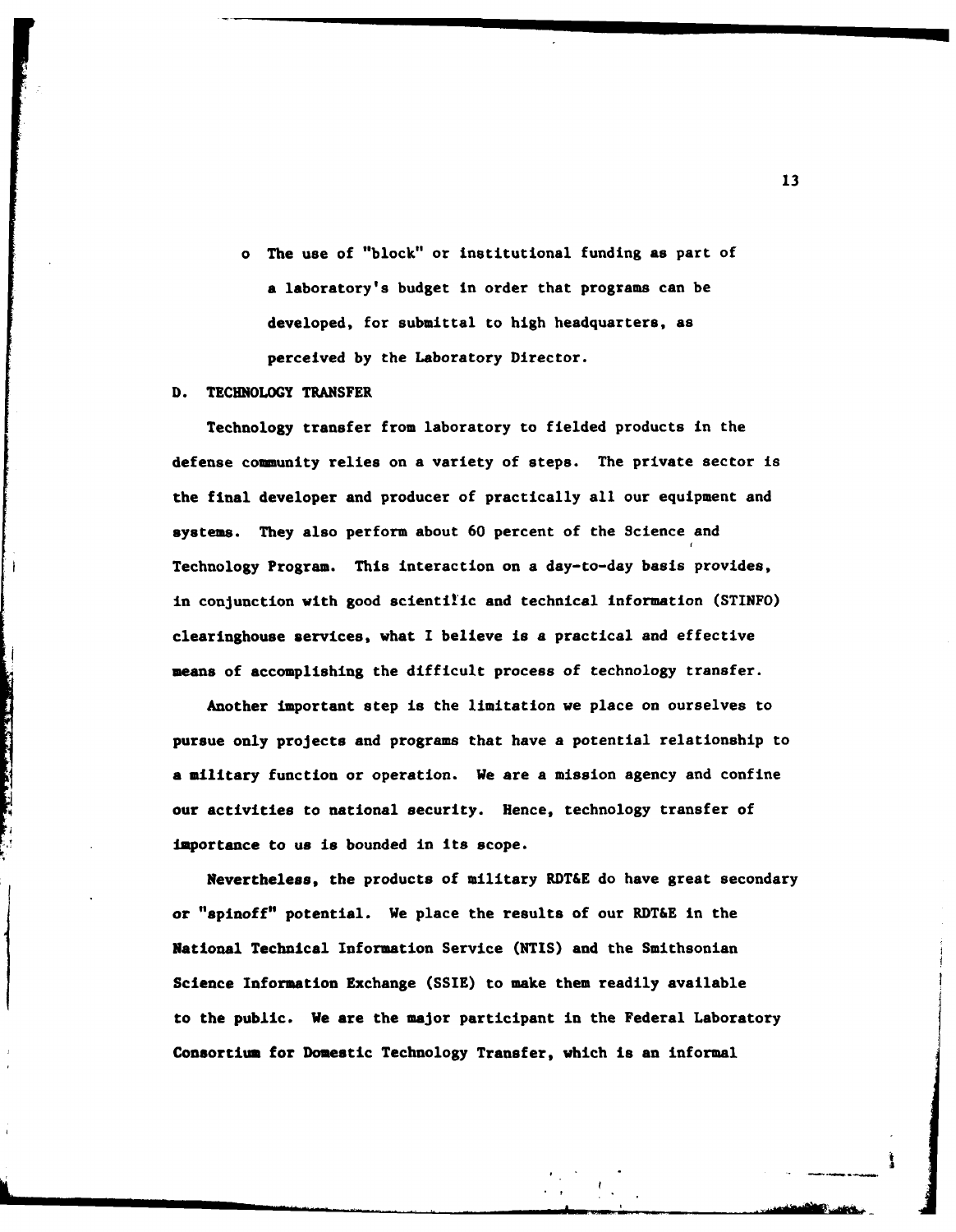- o The use of "block" or institutional funding as part of a laboratory's budget in order that programs can be developed, for submittal to high headquarters, as perceived by the Laboratory Director.

## D. TECHNOLOGY TRANSFER

Technology transfer from laboratory to fielded products in the defense community relies on a variety of steps. The private sector is the final developer and producer of practically all our equipment and systems. They also perform about 60 percent of the Science and Technology Program. This interaction on a day-to-day basis provides, in conjunction with good scientific and technical information (STINFO) clearinghouse services, what I believe is a practical and effective means of accomplishing the difficult process of technology transfer.

Another important step is the limitation we place on ourselves to pursue only projects and programs that have a potential relationship to a military function or operation. We are a mission agency and confine our activities to national security. Hence, technology transfer of importance to us is bounded in its scope.

Nevertheless, the products of military RDT&E do have great secondary or "spinoff" potential. We place the results of our RDT&E in the National Technical Information Service (NTIS) and the Smithsonian Science Information Exchange (SSIE) to make them readily available to the public. We are the major participant in the Federal Laboratory Consortium for Domestic Technology Transfer, which is an informal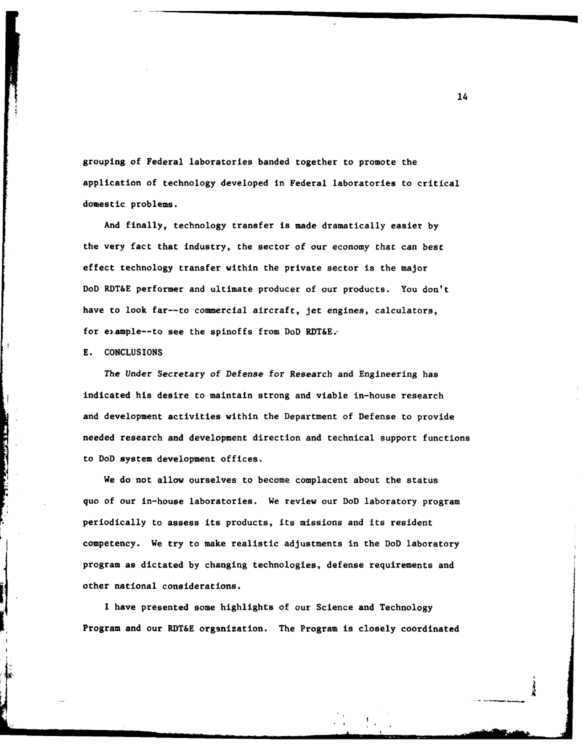grouping of Federal laboratories banded together to promote the application of technology developed in Federal laboratories to critical domestic problems.

And finally, technology transfer is made dramatically easier by the very fact that industry, the sector of our economy that can best effect technology transfer within the private sector is the major DoD RDT&E performer and ultimate producer of our products. You don't have to look far--to commercial aircraft, jet engines, calculators, for example--to see the spinoffs from DoD RDT&E.

E. CONCLUSIONS

The Under Secretary of Defense for Research and Engineering has indicated his desire to maintain strong and viable in-house research and development activities within the Department of Defense to provide needed research and development direction and technical support functions to DoD system development offices.

We do not allow ourselves to become complacent about the status quo of our in-house laboratories. We review our DoD laboratory program periodically to assess its products, its missions and its resident competency. We try to make realistic adjustments in the DoD laboratory program as dictated by changing technologies, defense requirements and other national considerations.

I have presented some highlights of our Science and Technology Program and our RDT&E organization. The Program is closely coordinated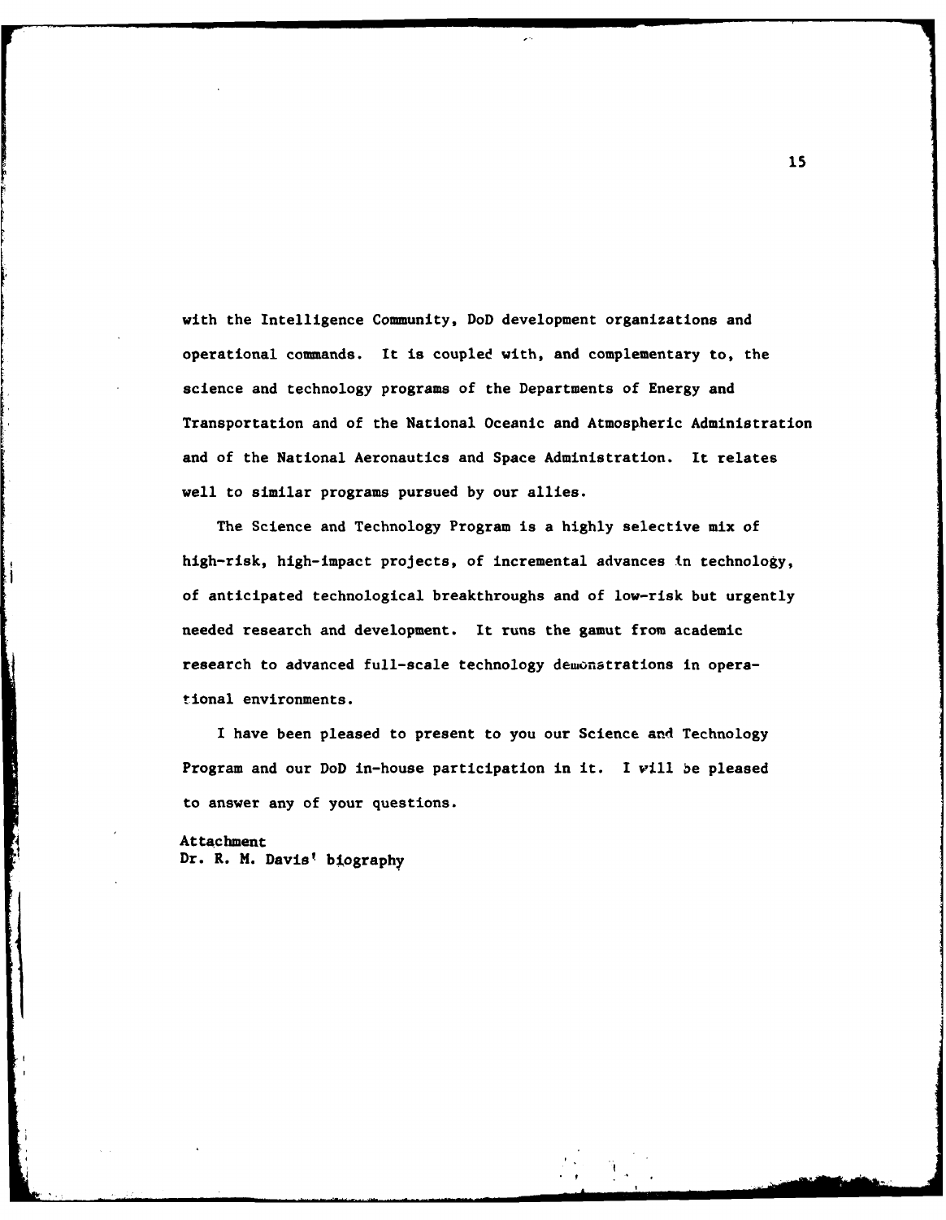with the Intelligence Community, DoD development organizations and operational commands. It is coupled with, and complementary to, the science and technology programs of the Departments of Energy and Transportation and of the National Oceanic and Atmospheric Administration and of the National Aeronautics and Space Administration. It relates well to similar programs pursued by our allies.

The Science and Technology Program is a highly selective mix of high-risk, high-impact projects, of incremental advances in technology, of anticipated technological breakthroughs and of low-risk but urgently needed research and development. It runs the gamut from academic research to advanced full-scale technology demonstrations in operational environments.

I have been pleased to present to you our Science and Technology Program and our DoD in-house participation in it. I will be pleased to answer any of your questions.

Attachment
Dr. R. M. Davis' biography